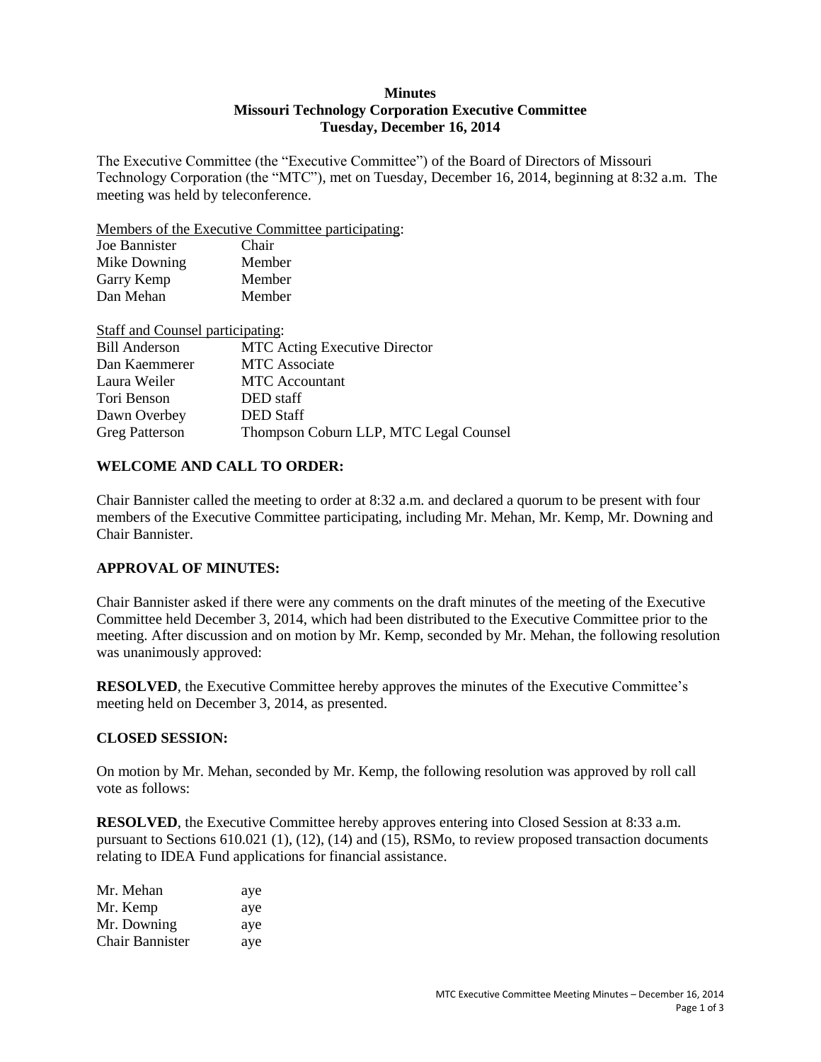**Minutes**
**Missouri Technology Corporation Executive Committee**
**Tuesday, December 16, 2014**

The Executive Committee (the "Executive Committee") of the Board of Directors of Missouri Technology Corporation (the "MTC"), met on Tuesday, December 16, 2014, beginning at 8:32 a.m. The meeting was held by teleconference.

Members of the Executive Committee participating:

| | |
|---|---|
| Joe Bannister | Chair |
| Mike Downing | Member |
| Garry Kemp | Member |
| Dan Mehan | Member |

Staff and Counsel participating:

| | |
|---|---|
| Bill Anderson | MTC Acting Executive Director |
| Dan Kaemmerer | MTC Associate |
| Laura Weiler | MTC Accountant |
| Tori Benson | DED staff |
| Dawn Overbey | DED Staff |
| Greg Patterson | Thompson Coburn LLP, MTC Legal Counsel |

**WELCOME AND CALL TO ORDER:**

Chair Bannister called the meeting to order at 8:32 a.m. and declared a quorum to be present with four members of the Executive Committee participating, including Mr. Mehan, Mr. Kemp, Mr. Downing and Chair Bannister.

**APPROVAL OF MINUTES:**

Chair Bannister asked if there were any comments on the draft minutes of the meeting of the Executive Committee held December 3, 2014, which had been distributed to the Executive Committee prior to the meeting. After discussion and on motion by Mr. Kemp, seconded by Mr. Mehan, the following resolution was unanimously approved:

**RESOLVED**, the Executive Committee hereby approves the minutes of the Executive Committee's meeting held on December 3, 2014, as presented.

**CLOSED SESSION:**

On motion by Mr. Mehan, seconded by Mr. Kemp, the following resolution was approved by roll call vote as follows:

**RESOLVED**, the Executive Committee hereby approves entering into Closed Session at 8:33 a.m. pursuant to Sections 610.021 (1), (12), (14) and (15), RSMo, to review proposed transaction documents relating to IDEA Fund applications for financial assistance.

| | |
|---|---|
| Mr. Mehan | aye |
| Mr. Kemp | aye |
| Mr. Downing | aye |
| Chair Bannister | aye |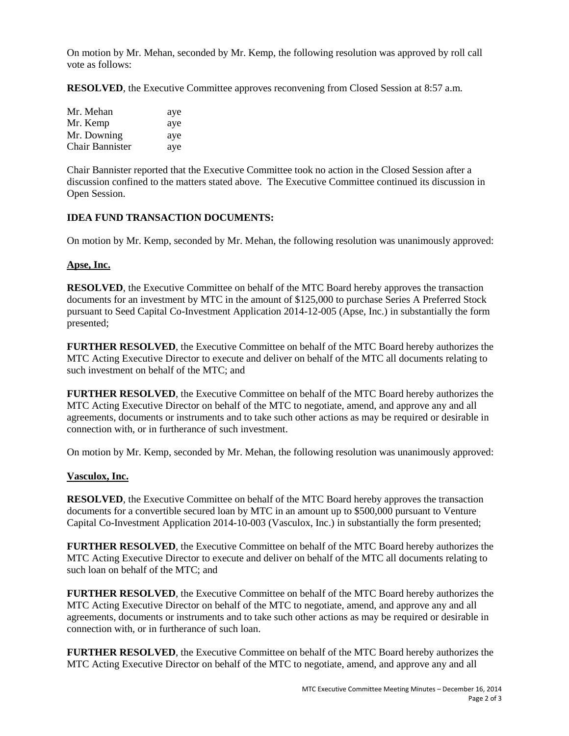On motion by Mr. Mehan, seconded by Mr. Kemp, the following resolution was approved by roll call vote as follows:

**RESOLVED**, the Executive Committee approves reconvening from Closed Session at 8:57 a.m.

| | |
|---|---|
| Mr. Mehan | aye |
| Mr. Kemp | aye |
| Mr. Downing | aye |
| Chair Bannister | aye |

Chair Bannister reported that the Executive Committee took no action in the Closed Session after a discussion confined to the matters stated above. The Executive Committee continued its discussion in Open Session.

**IDEA FUND TRANSACTION DOCUMENTS:**

On motion by Mr. Kemp, seconded by Mr. Mehan, the following resolution was unanimously approved:

**Apse, Inc.**

**RESOLVED**, the Executive Committee on behalf of the MTC Board hereby approves the transaction documents for an investment by MTC in the amount of $125,000 to purchase Series A Preferred Stock pursuant to Seed Capital Co-Investment Application 2014-12-005 (Apse, Inc.) in substantially the form presented;

**FURTHER RESOLVED**, the Executive Committee on behalf of the MTC Board hereby authorizes the MTC Acting Executive Director to execute and deliver on behalf of the MTC all documents relating to such investment on behalf of the MTC; and

**FURTHER RESOLVED**, the Executive Committee on behalf of the MTC Board hereby authorizes the MTC Acting Executive Director on behalf of the MTC to negotiate, amend, and approve any and all agreements, documents or instruments and to take such other actions as may be required or desirable in connection with, or in furtherance of such investment.

On motion by Mr. Kemp, seconded by Mr. Mehan, the following resolution was unanimously approved:

**Vasculox, Inc.**

**RESOLVED**, the Executive Committee on behalf of the MTC Board hereby approves the transaction documents for a convertible secured loan by MTC in an amount up to $500,000 pursuant to Venture Capital Co-Investment Application 2014-10-003 (Vasculox, Inc.) in substantially the form presented;

**FURTHER RESOLVED**, the Executive Committee on behalf of the MTC Board hereby authorizes the MTC Acting Executive Director to execute and deliver on behalf of the MTC all documents relating to such loan on behalf of the MTC; and

**FURTHER RESOLVED**, the Executive Committee on behalf of the MTC Board hereby authorizes the MTC Acting Executive Director on behalf of the MTC to negotiate, amend, and approve any and all agreements, documents or instruments and to take such other actions as may be required or desirable in connection with, or in furtherance of such loan.

**FURTHER RESOLVED**, the Executive Committee on behalf of the MTC Board hereby authorizes the MTC Acting Executive Director on behalf of the MTC to negotiate, amend, and approve any and all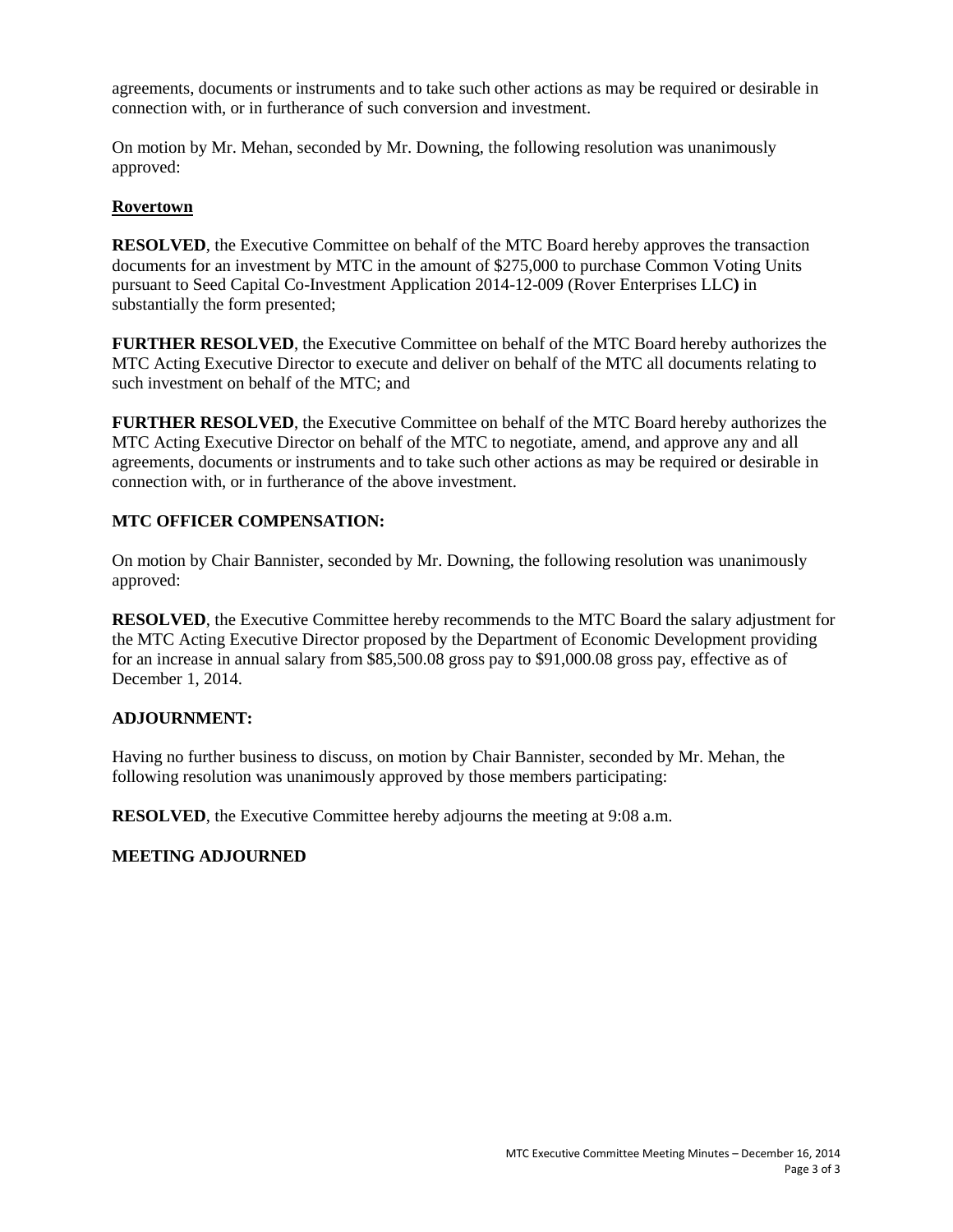agreements, documents or instruments and to take such other actions as may be required or desirable in connection with, or in furtherance of such conversion and investment.

On motion by Mr. Mehan, seconded by Mr. Downing, the following resolution was unanimously approved:

**Rovertown**

**RESOLVED**, the Executive Committee on behalf of the MTC Board hereby approves the transaction documents for an investment by MTC in the amount of $275,000 to purchase Common Voting Units pursuant to Seed Capital Co-Investment Application 2014-12-009 (Rover Enterprises LLC**)** in substantially the form presented;

**FURTHER RESOLVED**, the Executive Committee on behalf of the MTC Board hereby authorizes the MTC Acting Executive Director to execute and deliver on behalf of the MTC all documents relating to such investment on behalf of the MTC; and

**FURTHER RESOLVED**, the Executive Committee on behalf of the MTC Board hereby authorizes the MTC Acting Executive Director on behalf of the MTC to negotiate, amend, and approve any and all agreements, documents or instruments and to take such other actions as may be required or desirable in connection with, or in furtherance of the above investment.

**MTC OFFICER COMPENSATION:**

On motion by Chair Bannister, seconded by Mr. Downing, the following resolution was unanimously approved:

**RESOLVED**, the Executive Committee hereby recommends to the MTC Board the salary adjustment for the MTC Acting Executive Director proposed by the Department of Economic Development providing for an increase in annual salary from $85,500.08 gross pay to $91,000.08 gross pay, effective as of December 1, 2014.

**ADJOURNMENT:**

Having no further business to discuss, on motion by Chair Bannister, seconded by Mr. Mehan, the following resolution was unanimously approved by those members participating:

**RESOLVED**, the Executive Committee hereby adjourns the meeting at 9:08 a.m.

**MEETING ADJOURNED**